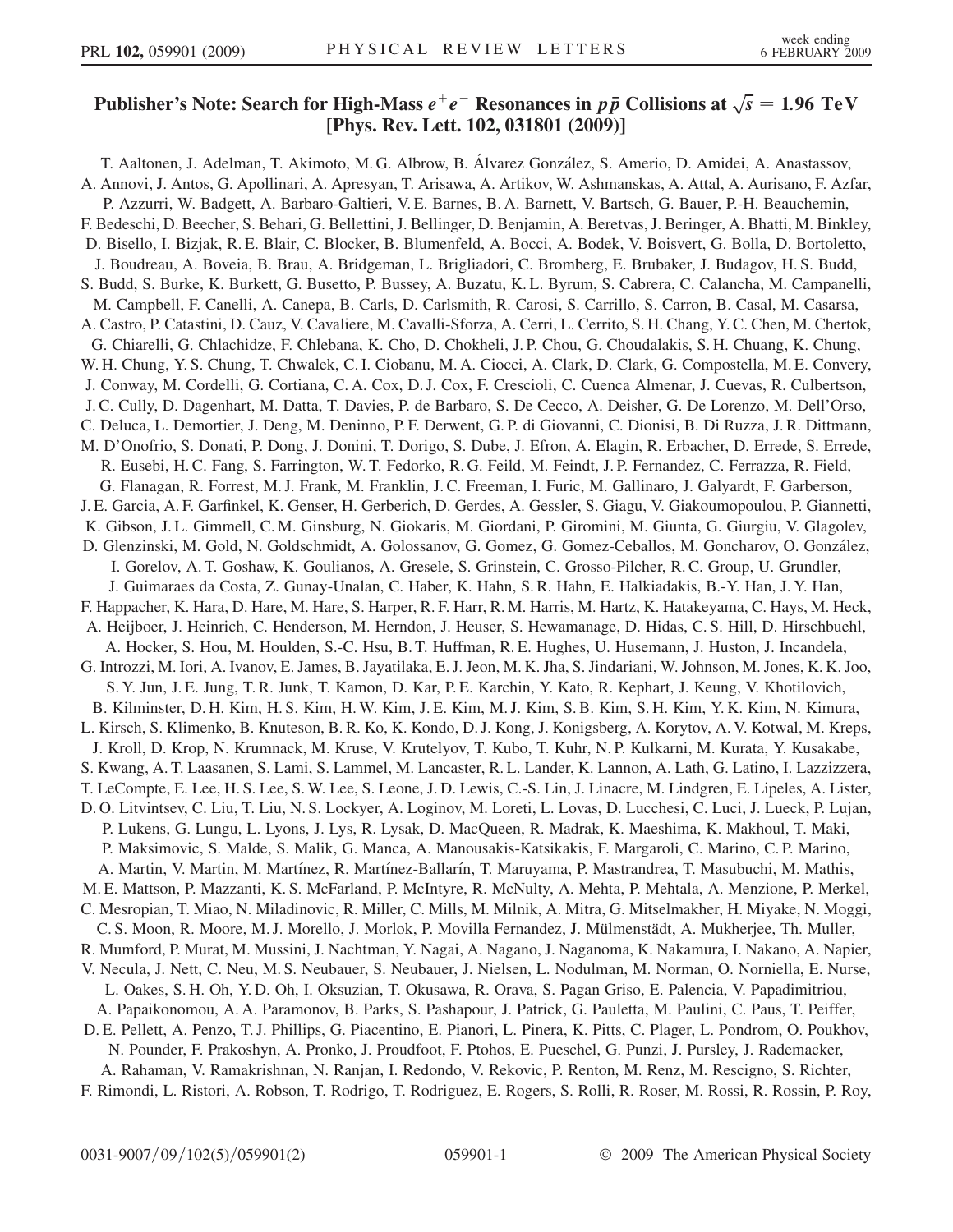# Publisher's Note: Search for High-Mass $e^+e^-$ Resonances in $p\bar{p}$ Collisions at $\sqrt{s} = 1.96$ TeV [Phys. Rev. Lett. 102, 031801 (2009)]

T. Aaltonen, J. Adelman, T. Akimoto, M. G. Albrow, B. Álvarez González, S. Amerio, D. Amidei, A. Anastassov, A. Annovi, J. Antos, G. Apollinari, A. Apresyan, T. Arisawa, A. Artikov, W. Ashmanskas, A. Attal, A. Aurisano, F. Azfar, P. Azzurri, W. Badgett, A. Barbaro-Galtieri, V. E. Barnes, B. A. Barnett, V. Bartsch, G. Bauer, P.-H. Beauchemin, F. Bedeschi, D. Beecher, S. Behari, G. Bellettini, J. Bellinger, D. Benjamin, A. Beretvas, J. Beringer, A. Bhatti, M. Binkley, D. Bisello, I. Bizjak, R. E. Blair, C. Blocker, B. Blumenfeld, A. Bocci, A. Bodek, V. Boisvert, G. Bolla, D. Bortoletto, J. Boudreau, A. Boveia, B. Brau, A. Bridgeman, L. Brigliadori, C. Bromberg, E. Brubaker, J. Budagov, H. S. Budd, S. Budd, S. Burke, K. Burkett, G. Busetto, P. Bussey, A. Buzatu, K. L. Byrum, S. Cabrera, C. Calancha, M. Campanelli, M. Campbell, F. Canelli, A. Canepa, B. Carls, D. Carlsmith, R. Carosi, S. Carrillo, S. Carron, B. Casal, M. Casarsa, A. Castro, P. Catastini, D. Cauz, V. Cavaliere, M. Cavalli-Sforza, A. Cerri, L. Cerrito, S. H. Chang, Y. C. Chen, M. Chertok, G. Chiarelli, G. Chlachidze, F. Chlebana, K. Cho, D. Chokheli, J. P. Chou, G. Choudalakis, S. H. Chuang, K. Chung, W. H. Chung, Y. S. Chung, T. Chwalek, C. I. Ciobanu, M. A. Ciocci, A. Clark, D. Clark, G. Compostella, M. E. Convery, J. Conway, M. Cordelli, G. Cortiana, C. A. Cox, D. J. Cox, F. Crescioli, C. Cuenca Almenar, J. Cuevas, R. Culbertson, J. C. Cully, D. Dagenhart, M. Datta, T. Davies, P. de Barbaro, S. De Cecco, A. Deisher, G. De Lorenzo, M. Dell'Orso, C. Deluca, L. Demortier, J. Deng, M. Deninno, P. F. Derwent, G. P. di Giovanni, C. Dionisi, B. Di Ruzza, J. R. Dittmann, M. D'Onofrio, S. Donati, P. Dong, J. Donini, T. Dorigo, S. Dube, J. Efron, A. Elagin, R. Erbacher, D. Errede, S. Errede, R. Eusebi, H. C. Fang, S. Farrington, W. T. Fedorko, R. G. Feild, M. Feindt, J. P. Fernandez, C. Ferrazza, R. Field, G. Flanagan, R. Forrest, M. J. Frank, M. Franklin, J. C. Freeman, I. Furic, M. Gallinaro, J. Galyardt, F. Garberson, J. E. Garcia, A. F. Garfinkel, K. Genser, H. Gerberich, D. Gerdes, A. Gessler, S. Giagu, V. Giakoumopoulou, P. Giannetti, K. Gibson, J. L. Gimmell, C. M. Ginsburg, N. Giokaris, M. Giordani, P. Giromini, M. Giunta, G. Giurgiu, V. Glagolev, D. Glenzinski, M. Gold, N. Goldschmidt, A. Golossanov, G. Gomez, G. Gomez-Ceballos, M. Goncharov, O. González, I. Gorelov, A. T. Goshaw, K. Goulianos, A. Gresele, S. Grinstein, C. Grosso-Pilcher, R. C. Group, U. Grundler, J. Guimaraes da Costa, Z. Gunay-Unalan, C. Haber, K. Hahn, S. R. Hahn, E. Halkiadakis, B.-Y. Han, J. Y. Han, F. Happacher, K. Hara, D. Hare, M. Hare, S. Harper, R. F. Harr, R. M. Harris, M. Hartz, K. Hatakeyama, C. Hays, M. Heck, A. Heijboer, J. Heinrich, C. Henderson, M. Herndon, J. Heuser, S. Hewamanage, D. Hidas, C. S. Hill, D. Hirschbuehl, A. Hocker, S. Hou, M. Houlden, S.-C. Hsu, B. T. Huffman, R. E. Hughes, U. Husemann, J. Huston, J. Incandela, G. Introzzi, M. Iori, A. Ivanov, E. James, B. Jayatilaka, E. J. Jeon, M. K. Jha, S. Jindariani, W. Johnson, M. Jones, K. K. Joo, S. Y. Jun, J. E. Jung, T. R. Junk, T. Kamon, D. Kar, P. E. Karchin, Y. Kato, R. Kephart, J. Keung, V. Khotilovich, B. Kilminster, D. H. Kim, H. S. Kim, H. W. Kim, J. E. Kim, M. J. Kim, S. B. Kim, S. H. Kim, Y. K. Kim, N. Kimura, L. Kirsch, S. Klimenko, B. Knuteson, B. R. Ko, K. Kondo, D. J. Kong, J. Konigsberg, A. Korytov, A. V. Kotwal, M. Kreps, J. Kroll, D. Krop, N. Krumnack, M. Kruse, V. Krutelyov, T. Kubo, T. Kuhr, N. P. Kulkarni, M. Kurata, Y. Kusakabe, S. Kwang, A. T. Laasanen, S. Lami, S. Lammel, M. Lancaster, R. L. Lander, K. Lannon, A. Lath, G. Latino, I. Lazzizzera, T. LeCompte, E. Lee, H. S. Lee, S. W. Lee, S. Leone, J. D. Lewis, C.-S. Lin, J. Linacre, M. Lindgren, E. Lipeles, A. Lister, D. O. Litvintsev, C. Liu, T. Liu, N. S. Lockyer, A. Loginov, M. Loreti, L. Lovas, D. Lucchesi, C. Luci, J. Lueck, P. Lujan, P. Lukens, G. Lungu, L. Lyons, J. Lys, R. Lysak, D. MacQueen, R. Madrak, K. Maeshima, K. Makhoul, T. Maki, P. Maksimovic, S. Malde, S. Malik, G. Manca, A. Manousakis-Katsikakis, F. Margaroli, C. Marino, C. P. Marino, A. Martin, V. Martin, M. Martínez, R. Martínez-Ballarín, T. Maruyama, P. Mastrandrea, T. Masubuchi, M. Mathis, M. E. Mattson, P. Mazzanti, K. S. McFarland, P. McIntyre, R. McNulty, A. Mehta, P. Mehtala, A. Menzione, P. Merkel, C. Mesropian, T. Miao, N. Miladinovic, R. Miller, C. Mills, M. Milnik, A. Mitra, G. Mitselmakher, H. Miyake, N. Moggi, C. S. Moon, R. Moore, M. J. Morello, J. Morlok, P. Movilla Fernandez, J. Mülmenstädt, A. Mukherjee, Th. Muller, R. Mumford, P. Murat, M. Mussini, J. Nachtman, Y. Nagai, A. Nagano, J. Naganoma, K. Nakamura, I. Nakano, A. Napier, V. Necula, J. Nett, C. Neu, M. S. Neubauer, S. Neubauer, J. Nielsen, L. Nodulman, M. Norman, O. Norniella, E. Nurse, L. Oakes, S. H. Oh, Y. D. Oh, I. Oksuzian, T. Okusawa, R. Orava, S. Pagan Griso, E. Palencia, V. Papadimitriou, A. Papaikonomou, A. A. Paramonov, B. Parks, S. Pashapour, J. Patrick, G. Pauletta, M. Paulini, C. Paus, T. Peiffer, D. E. Pellett, A. Penzo, T. J. Phillips, G. Piacentino, E. Pianori, L. Pinera, K. Pitts, C. Plager, L. Pondrom, O. Poukhov, N. Pounder, F. Prakoshyn, A. Pronko, J. Proudfoot, F. Ptohos, E. Pueschel, G. Punzi, J. Pursley, J. Rademacker, A. Rahaman, V. Ramakrishnan, N. Ranjan, I. Redondo, V. Rekovic, P. Renton, M. Renz, M. Rescigno, S. Richter, F. Rimondi, L. Ristori, A. Robson, T. Rodrigo, T. Rodriguez, E. Rogers, S. Rolli, R. Roser, M. Rossi, R. Rossin, P. Roy,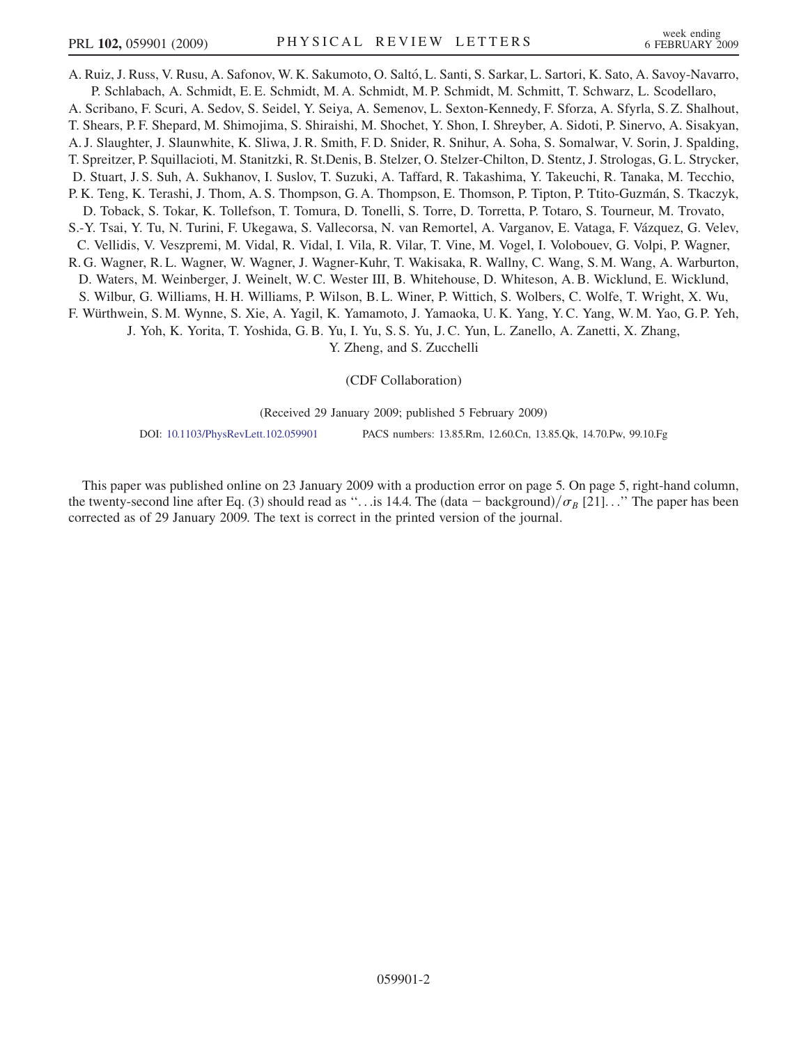A. Ruiz, J. Russ, V. Rusu, A. Safonov, W. K. Sakumoto, O. Saltó, L. Santi, S. Sarkar, L. Sartori, K. Sato, A. Savoy-Navarro, P. Schlabach, A. Schmidt, E. E. Schmidt, M. A. Schmidt, M. P. Schmidt, M. Schmitt, T. Schwarz, L. Scodellaro, A. Scribano, F. Scuri, A. Sedov, S. Seidel, Y. Seiya, A. Semenov, L. Sexton-Kennedy, F. Sforza, A. Sfyrla, S. Z. Shalhout, T. Shears, P. F. Shepard, M. Shimojima, S. Shiraishi, M. Shochet, Y. Shon, I. Shreyber, A. Sidoti, P. Sinervo, A. Sisakyan, A. J. Slaughter, J. Slaunwhite, K. Sliwa, J. R. Smith, F. D. Snider, R. Snihur, A. Soha, S. Somalwar, V. Sorin, J. Spalding, T. Spreitzer, P. Squillacioti, M. Stanitzki, R. St.Denis, B. Stelzer, O. Stelzer-Chilton, D. Stentz, J. Strologas, G. L. Strycker, D. Stuart, J. S. Suh, A. Sukhanov, I. Suslov, T. Suzuki, A. Taffard, R. Takashima, Y. Takeuchi, R. Tanaka, M. Tecchio, P. K. Teng, K. Terashi, J. Thom, A. S. Thompson, G. A. Thompson, E. Thomson, P. Tipton, P. Ttito-Guzmán, S. Tkaczyk, D. Toback, S. Tokar, K. Tollefson, T. Tomura, D. Tonelli, S. Torre, D. Torretta, P. Totaro, S. Tourneur, M. Trovato, S.-Y. Tsai, Y. Tu, N. Turini, F. Ukegawa, S. Vallecorsa, N. van Remortel, A. Varganov, E. Vataga, F. Vázquez, G. Velev, C. Vellidis, V. Veszpremi, M. Vidal, R. Vidal, I. Vila, R. Vilar, T. Vine, M. Vogel, I. Volobouev, G. Volpi, P. Wagner, R. G. Wagner, R. L. Wagner, W. Wagner, J. Wagner-Kuhr, T. Wakisaka, R. Wallny, C. Wang, S. M. Wang, A. Warburton, D. Waters, M. Weinberger, J. Weinelt, W. C. Wester III, B. Whitehouse, D. Whiteson, A. B. Wicklund, E. Wicklund, S. Wilbur, G. Williams, H. H. Williams, P. Wilson, B. L. Winer, P. Wittich, S. Wolbers, C. Wolfe, T. Wright, X. Wu, F. Würthwein, S. M. Wynne, S. Xie, A. Yagil, K. Yamamoto, J. Yamaoka, U. K. Yang, Y. C. Yang, W. M. Yao, G. P. Yeh, J. Yoh, K. Yorita, T. Yoshida, G. B. Yu, I. Yu, S. S. Yu, J. C. Yun, L. Zanello, A. Zanetti, X. Zhang, Y. Zheng, and S. Zucchelli

(CDF Collaboration)

(Received 29 January 2009; published 5 February 2009)

DOI: 10.1103/PhysRevLett.102.059901 PACS numbers: 13.85.Rm, 12.60.Cn, 13.85.Qk, 14.70.Pw, 99.10.Fg

This paper was published online on 23 January 2009 with a production error on page 5. On page 5, right-hand column, the twenty-second line after Eq. (3) should read as ''. . .is 14.4. The (data − background)/$\sigma_B$ [21]. . .'' The paper has been corrected as of 29 January 2009. The text is correct in the printed version of the journal.